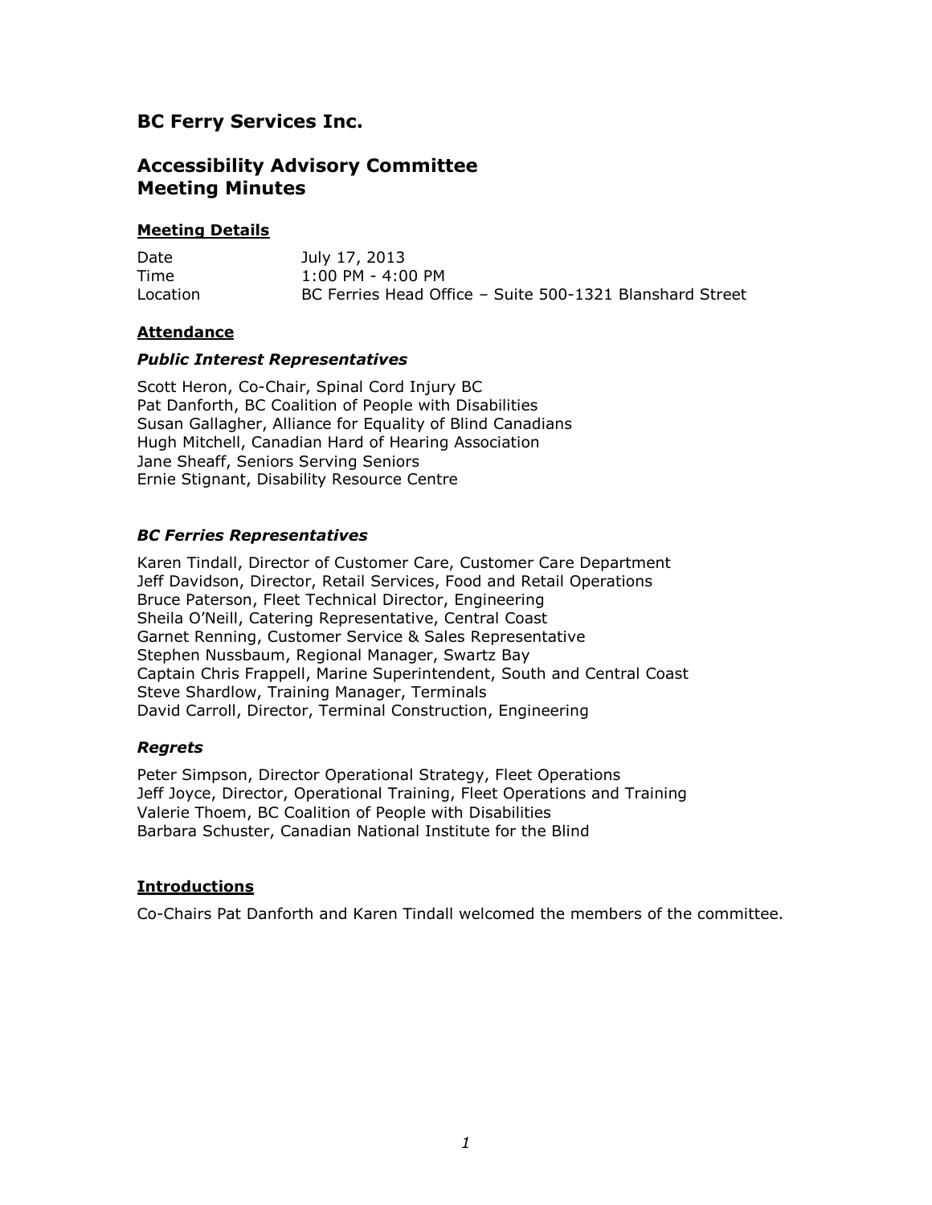# BC Ferry Services Inc.

## Accessibility Advisory Committee
## Meeting Minutes

### Meeting Details

| | |
|---|---|
| Date | July 17, 2013 |
| Time | 1:00 PM - 4:00 PM |
| Location | BC Ferries Head Office – Suite 500-1321 Blanshard Street |

### Attendance

***Public Interest Representatives***

Scott Heron, Co-Chair, Spinal Cord Injury BC
Pat Danforth, BC Coalition of People with Disabilities
Susan Gallagher, Alliance for Equality of Blind Canadians
Hugh Mitchell, Canadian Hard of Hearing Association
Jane Sheaff, Seniors Serving Seniors
Ernie Stignant, Disability Resource Centre

***BC Ferries Representatives***

Karen Tindall, Director of Customer Care, Customer Care Department
Jeff Davidson, Director, Retail Services, Food and Retail Operations
Bruce Paterson, Fleet Technical Director, Engineering
Sheila O'Neill, Catering Representative, Central Coast
Garnet Renning, Customer Service & Sales Representative
Stephen Nussbaum, Regional Manager, Swartz Bay
Captain Chris Frappell, Marine Superintendent, South and Central Coast
Steve Shardlow, Training Manager, Terminals
David Carroll, Director, Terminal Construction, Engineering

***Regrets***

Peter Simpson, Director Operational Strategy, Fleet Operations
Jeff Joyce, Director, Operational Training, Fleet Operations and Training
Valerie Thoem, BC Coalition of People with Disabilities
Barbara Schuster, Canadian National Institute for the Blind

### Introductions

Co-Chairs Pat Danforth and Karen Tindall welcomed the members of the committee.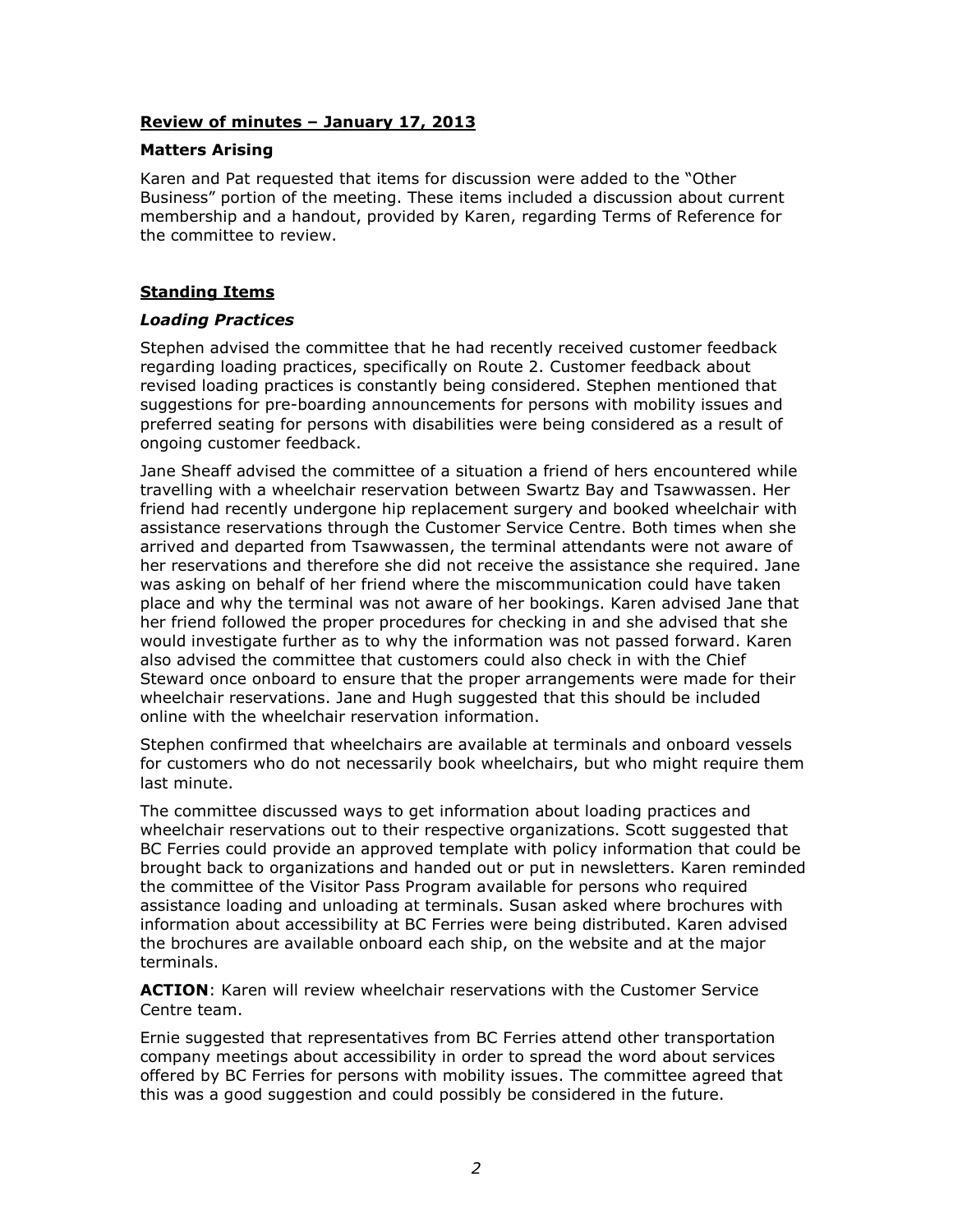## Review of minutes – January 17, 2013

### Matters Arising

Karen and Pat requested that items for discussion were added to the "Other Business" portion of the meeting. These items included a discussion about current membership and a handout, provided by Karen, regarding Terms of Reference for the committee to review.

## Standing Items

### *Loading Practices*

Stephen advised the committee that he had recently received customer feedback regarding loading practices, specifically on Route 2. Customer feedback about revised loading practices is constantly being considered. Stephen mentioned that suggestions for pre-boarding announcements for persons with mobility issues and preferred seating for persons with disabilities were being considered as a result of ongoing customer feedback.

Jane Sheaff advised the committee of a situation a friend of hers encountered while travelling with a wheelchair reservation between Swartz Bay and Tsawwassen. Her friend had recently undergone hip replacement surgery and booked wheelchair with assistance reservations through the Customer Service Centre. Both times when she arrived and departed from Tsawwassen, the terminal attendants were not aware of her reservations and therefore she did not receive the assistance she required. Jane was asking on behalf of her friend where the miscommunication could have taken place and why the terminal was not aware of her bookings. Karen advised Jane that her friend followed the proper procedures for checking in and she advised that she would investigate further as to why the information was not passed forward. Karen also advised the committee that customers could also check in with the Chief Steward once onboard to ensure that the proper arrangements were made for their wheelchair reservations. Jane and Hugh suggested that this should be included online with the wheelchair reservation information.

Stephen confirmed that wheelchairs are available at terminals and onboard vessels for customers who do not necessarily book wheelchairs, but who might require them last minute.

The committee discussed ways to get information about loading practices and wheelchair reservations out to their respective organizations. Scott suggested that BC Ferries could provide an approved template with policy information that could be brought back to organizations and handed out or put in newsletters. Karen reminded the committee of the Visitor Pass Program available for persons who required assistance loading and unloading at terminals. Susan asked where brochures with information about accessibility at BC Ferries were being distributed. Karen advised the brochures are available onboard each ship, on the website and at the major terminals.

**ACTION**: Karen will review wheelchair reservations with the Customer Service Centre team.

Ernie suggested that representatives from BC Ferries attend other transportation company meetings about accessibility in order to spread the word about services offered by BC Ferries for persons with mobility issues. The committee agreed that this was a good suggestion and could possibly be considered in the future.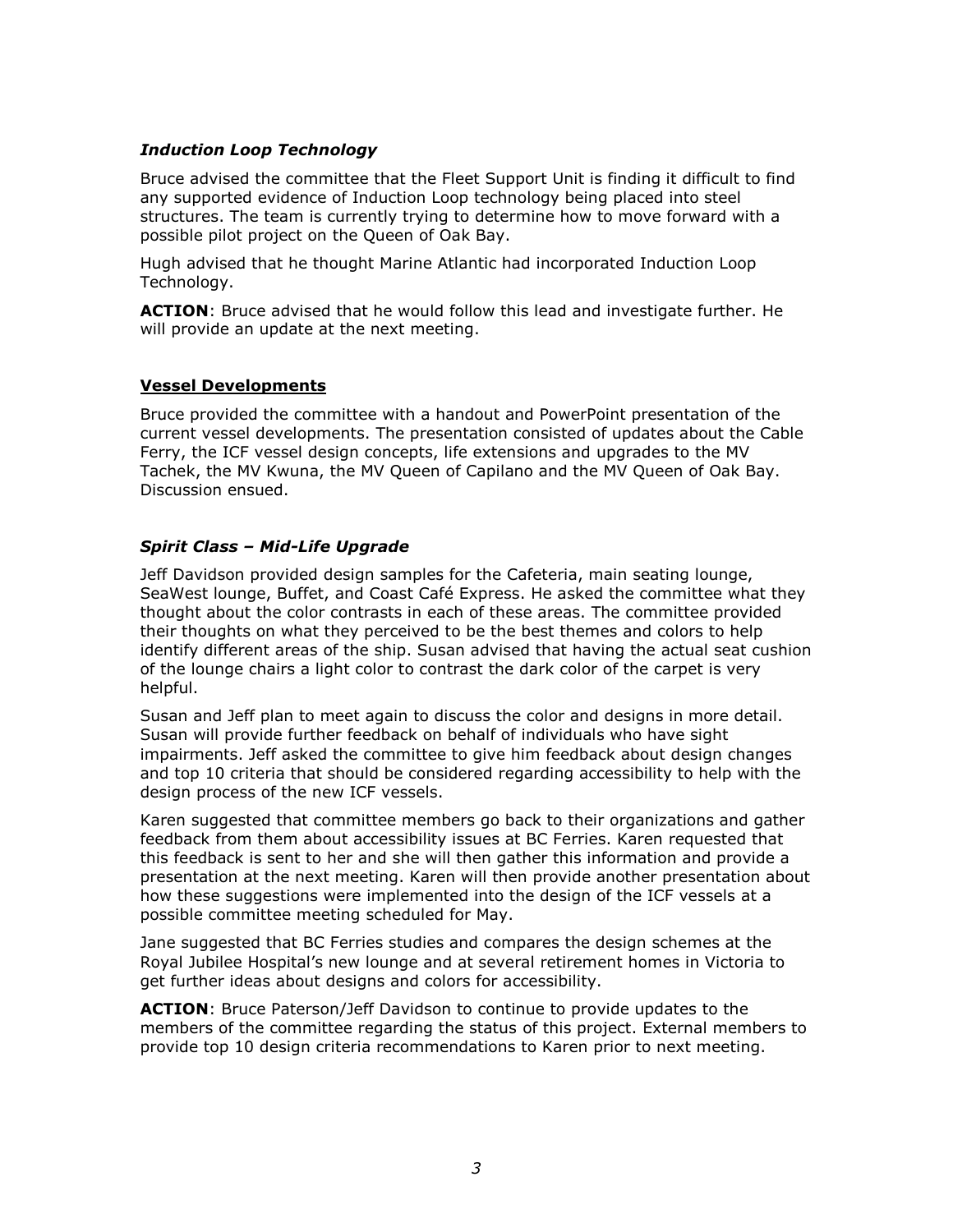### *Induction Loop Technology*

Bruce advised the committee that the Fleet Support Unit is finding it difficult to find any supported evidence of Induction Loop technology being placed into steel structures. The team is currently trying to determine how to move forward with a possible pilot project on the Queen of Oak Bay.

Hugh advised that he thought Marine Atlantic had incorporated Induction Loop Technology.

**ACTION**: Bruce advised that he would follow this lead and investigate further. He will provide an update at the next meeting.

## Vessel Developments

Bruce provided the committee with a handout and PowerPoint presentation of the current vessel developments. The presentation consisted of updates about the Cable Ferry, the ICF vessel design concepts, life extensions and upgrades to the MV Tachek, the MV Kwuna, the MV Queen of Capilano and the MV Queen of Oak Bay. Discussion ensued.

### *Spirit Class – Mid-Life Upgrade*

Jeff Davidson provided design samples for the Cafeteria, main seating lounge, SeaWest lounge, Buffet, and Coast Café Express. He asked the committee what they thought about the color contrasts in each of these areas. The committee provided their thoughts on what they perceived to be the best themes and colors to help identify different areas of the ship. Susan advised that having the actual seat cushion of the lounge chairs a light color to contrast the dark color of the carpet is very helpful.

Susan and Jeff plan to meet again to discuss the color and designs in more detail. Susan will provide further feedback on behalf of individuals who have sight impairments. Jeff asked the committee to give him feedback about design changes and top 10 criteria that should be considered regarding accessibility to help with the design process of the new ICF vessels.

Karen suggested that committee members go back to their organizations and gather feedback from them about accessibility issues at BC Ferries. Karen requested that this feedback is sent to her and she will then gather this information and provide a presentation at the next meeting. Karen will then provide another presentation about how these suggestions were implemented into the design of the ICF vessels at a possible committee meeting scheduled for May.

Jane suggested that BC Ferries studies and compares the design schemes at the Royal Jubilee Hospital's new lounge and at several retirement homes in Victoria to get further ideas about designs and colors for accessibility.

**ACTION**: Bruce Paterson/Jeff Davidson to continue to provide updates to the members of the committee regarding the status of this project. External members to provide top 10 design criteria recommendations to Karen prior to next meeting.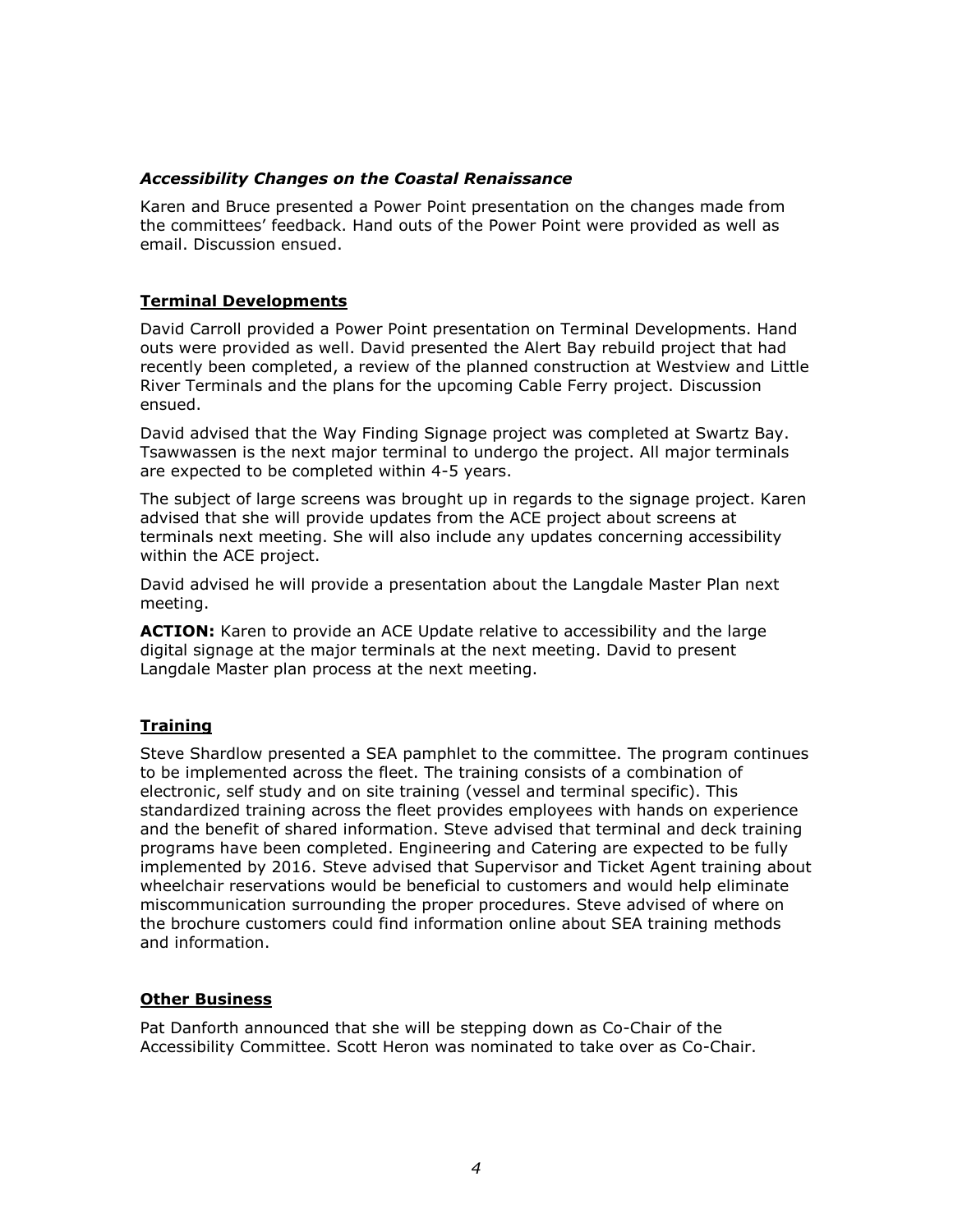### *Accessibility Changes on the Coastal Renaissance*

Karen and Bruce presented a Power Point presentation on the changes made from the committees' feedback. Hand outs of the Power Point were provided as well as email. Discussion ensued.

## Terminal Developments

David Carroll provided a Power Point presentation on Terminal Developments. Hand outs were provided as well. David presented the Alert Bay rebuild project that had recently been completed, a review of the planned construction at Westview and Little River Terminals and the plans for the upcoming Cable Ferry project. Discussion ensued.

David advised that the Way Finding Signage project was completed at Swartz Bay. Tsawwassen is the next major terminal to undergo the project. All major terminals are expected to be completed within 4-5 years.

The subject of large screens was brought up in regards to the signage project. Karen advised that she will provide updates from the ACE project about screens at terminals next meeting. She will also include any updates concerning accessibility within the ACE project.

David advised he will provide a presentation about the Langdale Master Plan next meeting.

**ACTION:** Karen to provide an ACE Update relative to accessibility and the large digital signage at the major terminals at the next meeting. David to present Langdale Master plan process at the next meeting.

## Training

Steve Shardlow presented a SEA pamphlet to the committee. The program continues to be implemented across the fleet. The training consists of a combination of electronic, self study and on site training (vessel and terminal specific). This standardized training across the fleet provides employees with hands on experience and the benefit of shared information. Steve advised that terminal and deck training programs have been completed. Engineering and Catering are expected to be fully implemented by 2016. Steve advised that Supervisor and Ticket Agent training about wheelchair reservations would be beneficial to customers and would help eliminate miscommunication surrounding the proper procedures. Steve advised of where on the brochure customers could find information online about SEA training methods and information.

## Other Business

Pat Danforth announced that she will be stepping down as Co-Chair of the Accessibility Committee. Scott Heron was nominated to take over as Co-Chair.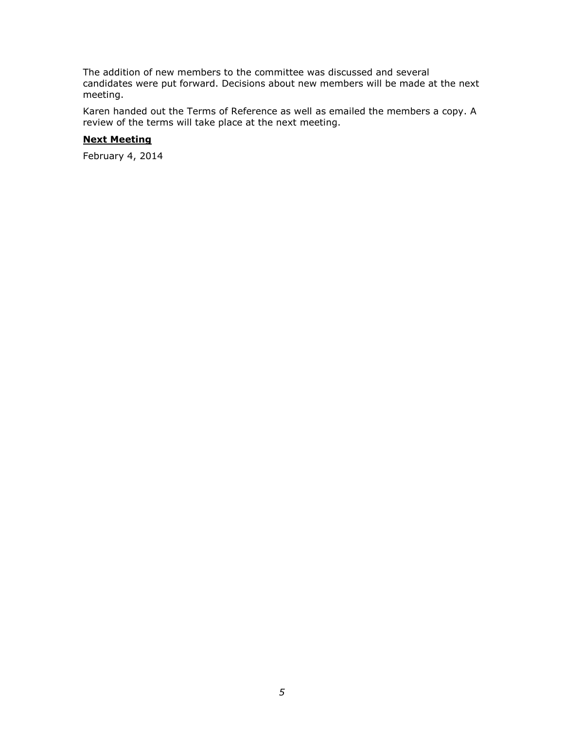The addition of new members to the committee was discussed and several candidates were put forward. Decisions about new members will be made at the next meeting.

Karen handed out the Terms of Reference as well as emailed the members a copy. A review of the terms will take place at the next meeting.

**Next Meeting**

February 4, 2014